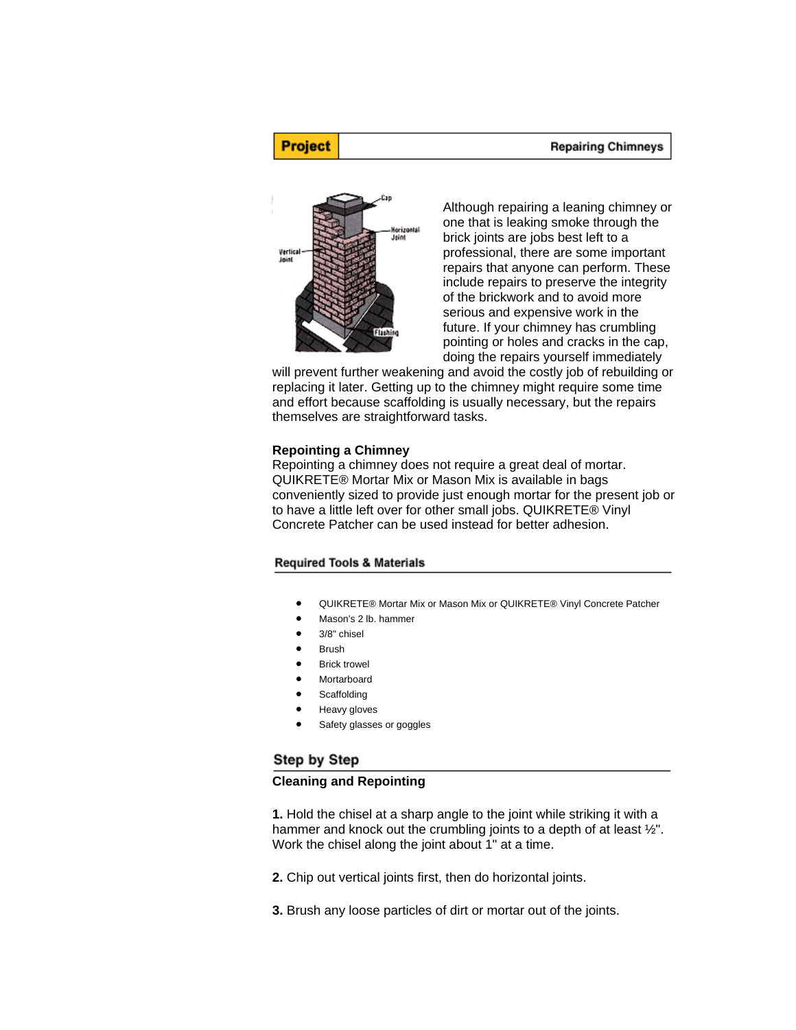| **Project** | **Repairing Chimneys** |
|---|---|

Although repairing a leaning chimney or one that is leaking smoke through the brick joints are jobs best left to a professional, there are some important repairs that anyone can perform. These include repairs to preserve the integrity of the brickwork and to avoid more serious and expensive work in the future. If your chimney has crumbling pointing or holes and cracks in the cap, doing the repairs yourself immediately will prevent further weakening and avoid the costly job of rebuilding or replacing it later. Getting up to the chimney might require some time and effort because scaffolding is usually necessary, but the repairs themselves are straightforward tasks.

**Repointing a Chimney**

Repointing a chimney does not require a great deal of mortar. QUIKRETE® Mortar Mix or Mason Mix is available in bags conveniently sized to provide just enough mortar for the present job or to have a little left over for other small jobs. QUIKRETE® Vinyl Concrete Patcher can be used instead for better adhesion.

## Required Tools & Materials

- QUIKRETE® Mortar Mix or Mason Mix or QUIKRETE® Vinyl Concrete Patcher
- Mason's 2 lb. hammer
- 3/8" chisel
- Brush
- Brick trowel
- Mortarboard
- Scaffolding
- Heavy gloves
- Safety glasses or goggles

## Step by Step

### Cleaning and Repointing

**1.** Hold the chisel at a sharp angle to the joint while striking it with a hammer and knock out the crumbling joints to a depth of at least ½". Work the chisel along the joint about 1" at a time.

**2.** Chip out vertical joints first, then do horizontal joints.

**3.** Brush any loose particles of dirt or mortar out of the joints.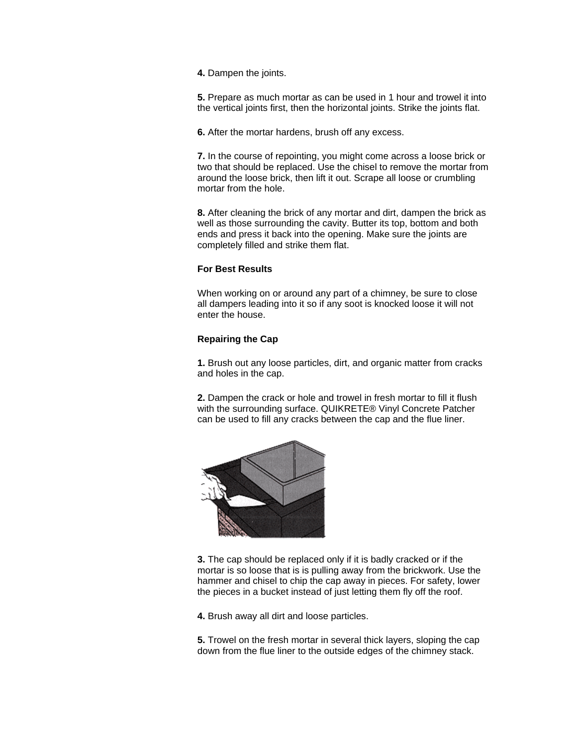**4.** Dampen the joints.

**5.** Prepare as much mortar as can be used in 1 hour and trowel it into the vertical joints first, then the horizontal joints. Strike the joints flat.

**6.** After the mortar hardens, brush off any excess.

**7.** In the course of repointing, you might come across a loose brick or two that should be replaced. Use the chisel to remove the mortar from around the loose brick, then lift it out. Scrape all loose or crumbling mortar from the hole.

**8.** After cleaning the brick of any mortar and dirt, dampen the brick as well as those surrounding the cavity. Butter its top, bottom and both ends and press it back into the opening. Make sure the joints are completely filled and strike them flat.

**For Best Results**

When working on or around any part of a chimney, be sure to close all dampers leading into it so if any soot is knocked loose it will not enter the house.

**Repairing the Cap**

**1.** Brush out any loose particles, dirt, and organic matter from cracks and holes in the cap.

**2.** Dampen the crack or hole and trowel in fresh mortar to fill it flush with the surrounding surface. QUIKRETE® Vinyl Concrete Patcher can be used to fill any cracks between the cap and the flue liner.

**3.** The cap should be replaced only if it is badly cracked or if the mortar is so loose that is is pulling away from the brickwork. Use the hammer and chisel to chip the cap away in pieces. For safety, lower the pieces in a bucket instead of just letting them fly off the roof.

**4.** Brush away all dirt and loose particles.

**5.** Trowel on the fresh mortar in several thick layers, sloping the cap down from the flue liner to the outside edges of the chimney stack.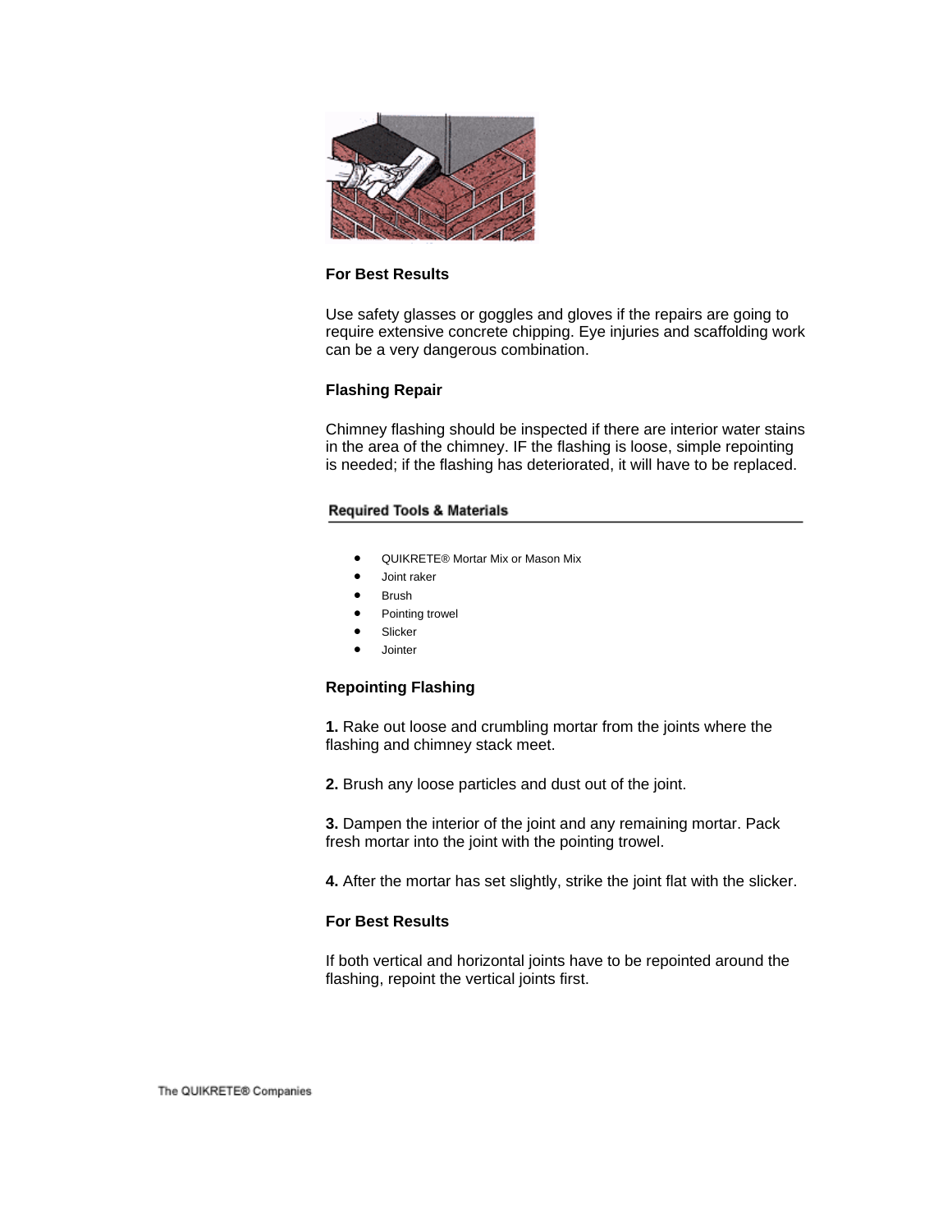**For Best Results**

Use safety glasses or goggles and gloves if the repairs are going to require extensive concrete chipping. Eye injuries and scaffolding work can be a very dangerous combination.

**Flashing Repair**

Chimney flashing should be inspected if there are interior water stains in the area of the chimney. IF the flashing is loose, simple repointing is needed; if the flashing has deteriorated, it will have to be replaced.

**Required Tools & Materials**

- QUIKRETE® Mortar Mix or Mason Mix
- Joint raker
- Brush
- Pointing trowel
- Slicker
- Jointer

**Repointing Flashing**

**1.** Rake out loose and crumbling mortar from the joints where the flashing and chimney stack meet.

**2.** Brush any loose particles and dust out of the joint.

**3.** Dampen the interior of the joint and any remaining mortar. Pack fresh mortar into the joint with the pointing trowel.

**4.** After the mortar has set slightly, strike the joint flat with the slicker.

**For Best Results**

If both vertical and horizontal joints have to be repointed around the flashing, repoint the vertical joints first.